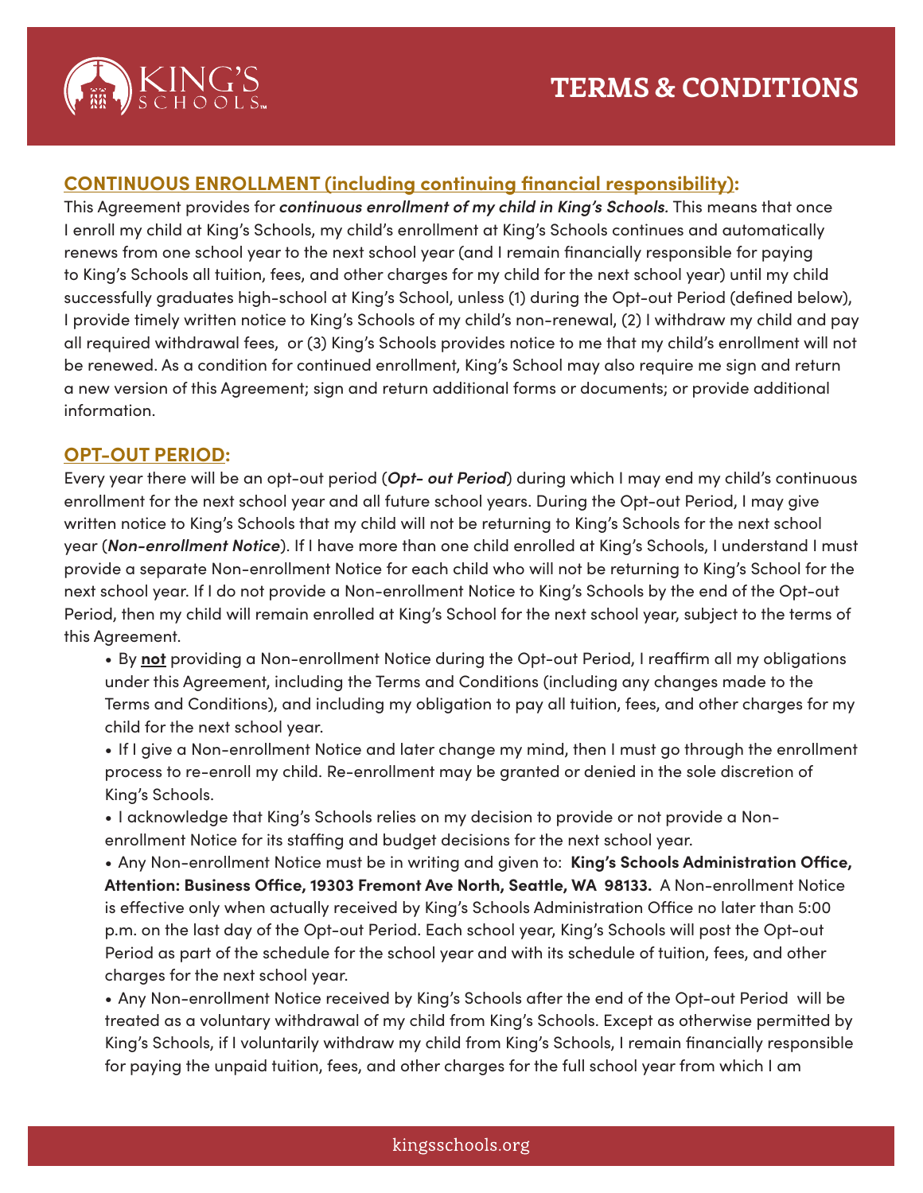# TERMS & CONDITIONS

## CONTINUOUS ENROLLMENT (including continuing financial responsibility):

This Agreement provides for ***continuous enrollment of my child in King's Schools.*** This means that once I enroll my child at King's Schools, my child's enrollment at King's Schools continues and automatically renews from one school year to the next school year (and I remain financially responsible for paying to King's Schools all tuition, fees, and other charges for my child for the next school year) until my child successfully graduates high-school at King's School, unless (1) during the Opt-out Period (defined below), I provide timely written notice to King's Schools of my child's non-renewal, (2) I withdraw my child and pay all required withdrawal fees, or (3) King's Schools provides notice to me that my child's enrollment will not be renewed. As a condition for continued enrollment, King's School may also require me sign and return a new version of this Agreement; sign and return additional forms or documents; or provide additional information.

## OPT-OUT PERIOD:

Every year there will be an opt-out period (***Opt- out Period***) during which I may end my child's continuous enrollment for the next school year and all future school years. During the Opt-out Period, I may give written notice to King's Schools that my child will not be returning to King's Schools for the next school year (***Non-enrollment Notice***). If I have more than one child enrolled at King's Schools, I understand I must provide a separate Non-enrollment Notice for each child who will not be returning to King's School for the next school year. If I do not provide a Non-enrollment Notice to King's Schools by the end of the Opt-out Period, then my child will remain enrolled at King's School for the next school year, subject to the terms of this Agreement.

- By **not** providing a Non-enrollment Notice during the Opt-out Period, I reaffirm all my obligations under this Agreement, including the Terms and Conditions (including any changes made to the Terms and Conditions), and including my obligation to pay all tuition, fees, and other charges for my child for the next school year.
- If I give a Non-enrollment Notice and later change my mind, then I must go through the enrollment process to re-enroll my child. Re-enrollment may be granted or denied in the sole discretion of King's Schools.
- I acknowledge that King's Schools relies on my decision to provide or not provide a Non-enrollment Notice for its staffing and budget decisions for the next school year.
- Any Non-enrollment Notice must be in writing and given to: **King's Schools Administration Office, Attention: Business Office, 19303 Fremont Ave North, Seattle, WA 98133.** A Non-enrollment Notice is effective only when actually received by King's Schools Administration Office no later than 5:00 p.m. on the last day of the Opt-out Period. Each school year, King's Schools will post the Opt-out Period as part of the schedule for the school year and with its schedule of tuition, fees, and other charges for the next school year.
- Any Non-enrollment Notice received by King's Schools after the end of the Opt-out Period will be treated as a voluntary withdrawal of my child from King's Schools. Except as otherwise permitted by King's Schools, if I voluntarily withdraw my child from King's Schools, I remain financially responsible for paying the unpaid tuition, fees, and other charges for the full school year from which I am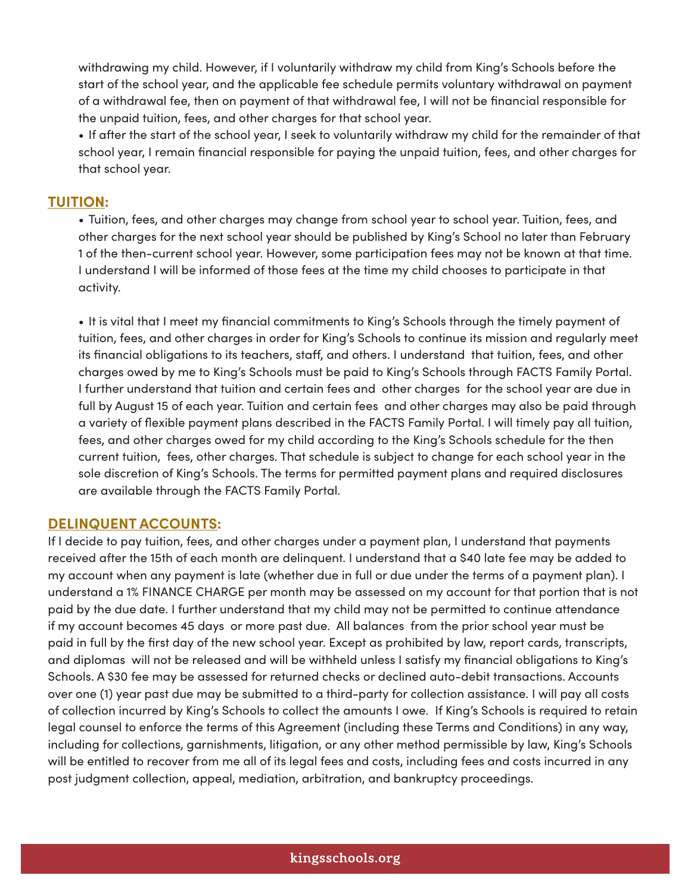withdrawing my child. However, if I voluntarily withdraw my child from King's Schools before the start of the school year, and the applicable fee schedule permits voluntary withdrawal on payment of a withdrawal fee, then on payment of that withdrawal fee, I will not be financial responsible for the unpaid tuition, fees, and other charges for that school year.

- If after the start of the school year, I seek to voluntarily withdraw my child for the remainder of that school year, I remain financial responsible for paying the unpaid tuition, fees, and other charges for that school year.

## TUITION:

- Tuition, fees, and other charges may change from school year to school year. Tuition, fees, and other charges for the next school year should be published by King's School no later than February 1 of the then-current school year. However, some participation fees may not be known at that time. I understand I will be informed of those fees at the time my child chooses to participate in that activity.

- It is vital that I meet my financial commitments to King's Schools through the timely payment of tuition, fees, and other charges in order for King's Schools to continue its mission and regularly meet its financial obligations to its teachers, staff, and others. I understand that tuition, fees, and other charges owed by me to King's Schools must be paid to King's Schools through FACTS Family Portal. I further understand that tuition and certain fees and other charges for the school year are due in full by August 15 of each year. Tuition and certain fees and other charges may also be paid through a variety of flexible payment plans described in the FACTS Family Portal. I will timely pay all tuition, fees, and other charges owed for my child according to the King's Schools schedule for the then current tuition, fees, other charges. That schedule is subject to change for each school year in the sole discretion of King's Schools. The terms for permitted payment plans and required disclosures are available through the FACTS Family Portal.

## DELINQUENT ACCOUNTS:

If I decide to pay tuition, fees, and other charges under a payment plan, I understand that payments received after the 15th of each month are delinquent. I understand that a $40 late fee may be added to my account when any payment is late (whether due in full or due under the terms of a payment plan). I understand a 1% FINANCE CHARGE per month may be assessed on my account for that portion that is not paid by the due date. I further understand that my child may not be permitted to continue attendance if my account becomes 45 days or more past due. All balances from the prior school year must be paid in full by the first day of the new school year. Except as prohibited by law, report cards, transcripts, and diplomas will not be released and will be withheld unless I satisfy my financial obligations to King's Schools. A $30 fee may be assessed for returned checks or declined auto-debit transactions. Accounts over one (1) year past due may be submitted to a third-party for collection assistance. I will pay all costs of collection incurred by King's Schools to collect the amounts I owe. If King's Schools is required to retain legal counsel to enforce the terms of this Agreement (including these Terms and Conditions) in any way, including for collections, garnishments, litigation, or any other method permissible by law, King's Schools will be entitled to recover from me all of its legal fees and costs, including fees and costs incurred in any post judgment collection, appeal, mediation, arbitration, and bankruptcy proceedings.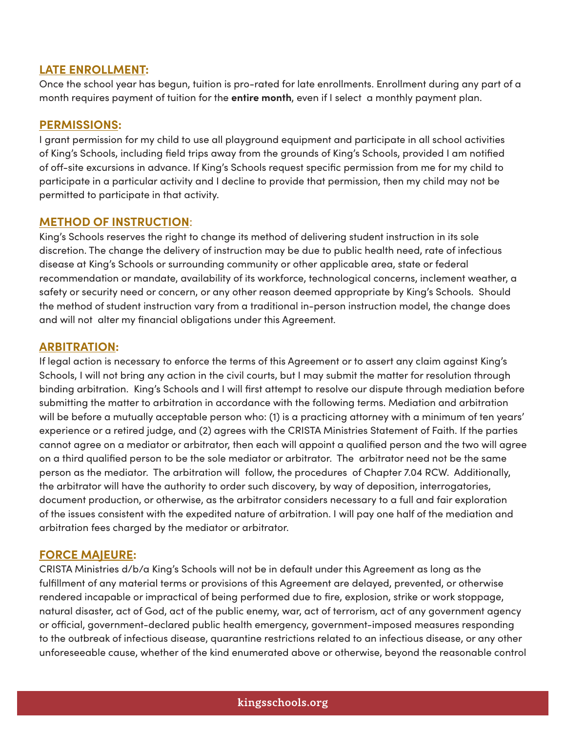## LATE ENROLLMENT:

Once the school year has begun, tuition is pro-rated for late enrollments. Enrollment during any part of a month requires payment of tuition for the **entire month**, even if I select a monthly payment plan.

## PERMISSIONS:

I grant permission for my child to use all playground equipment and participate in all school activities of King's Schools, including field trips away from the grounds of King's Schools, provided I am notified of off-site excursions in advance. If King's Schools request specific permission from me for my child to participate in a particular activity and I decline to provide that permission, then my child may not be permitted to participate in that activity.

## METHOD OF INSTRUCTION:

King's Schools reserves the right to change its method of delivering student instruction in its sole discretion. The change the delivery of instruction may be due to public health need, rate of infectious disease at King's Schools or surrounding community or other applicable area, state or federal recommendation or mandate, availability of its workforce, technological concerns, inclement weather, a safety or security need or concern, or any other reason deemed appropriate by King's Schools. Should the method of student instruction vary from a traditional in-person instruction model, the change does and will not alter my financial obligations under this Agreement.

## ARBITRATION:

If legal action is necessary to enforce the terms of this Agreement or to assert any claim against King's Schools, I will not bring any action in the civil courts, but I may submit the matter for resolution through binding arbitration. King's Schools and I will first attempt to resolve our dispute through mediation before submitting the matter to arbitration in accordance with the following terms. Mediation and arbitration will be before a mutually acceptable person who: (1) is a practicing attorney with a minimum of ten years' experience or a retired judge, and (2) agrees with the CRISTA Ministries Statement of Faith. If the parties cannot agree on a mediator or arbitrator, then each will appoint a qualified person and the two will agree on a third qualified person to be the sole mediator or arbitrator. The arbitrator need not be the same person as the mediator. The arbitration will follow, the procedures of Chapter 7.04 RCW. Additionally, the arbitrator will have the authority to order such discovery, by way of deposition, interrogatories, document production, or otherwise, as the arbitrator considers necessary to a full and fair exploration of the issues consistent with the expedited nature of arbitration. I will pay one half of the mediation and arbitration fees charged by the mediator or arbitrator.

## FORCE MAJEURE:

CRISTA Ministries d/b/a King's Schools will not be in default under this Agreement as long as the fulfillment of any material terms or provisions of this Agreement are delayed, prevented, or otherwise rendered incapable or impractical of being performed due to fire, explosion, strike or work stoppage, natural disaster, act of God, act of the public enemy, war, act of terrorism, act of any government agency or official, government-declared public health emergency, government-imposed measures responding to the outbreak of infectious disease, quarantine restrictions related to an infectious disease, or any other unforeseeable cause, whether of the kind enumerated above or otherwise, beyond the reasonable control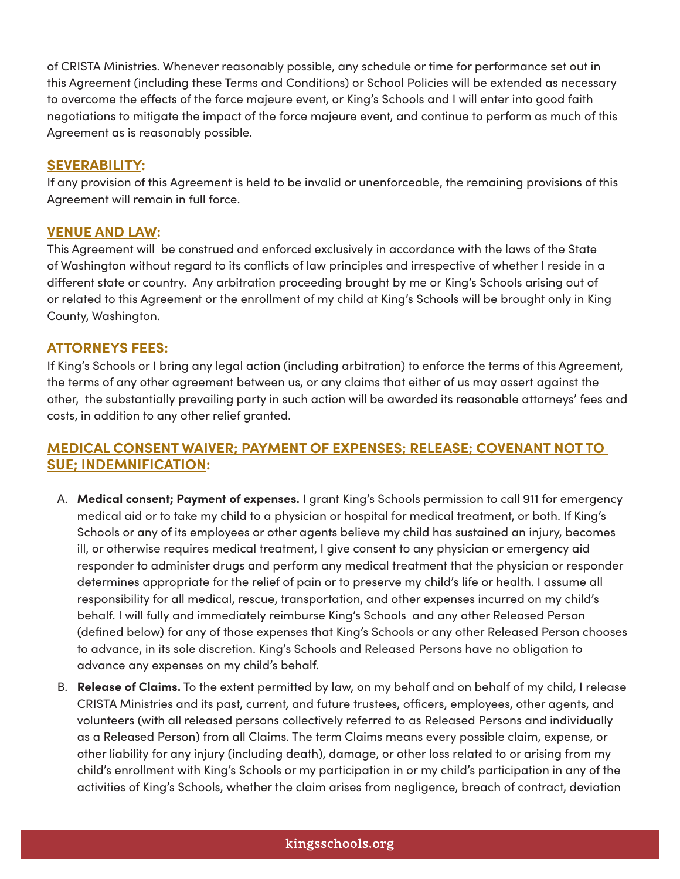of CRISTA Ministries. Whenever reasonably possible, any schedule or time for performance set out in this Agreement (including these Terms and Conditions) or School Policies will be extended as necessary to overcome the effects of the force majeure event, or King's Schools and I will enter into good faith negotiations to mitigate the impact of the force majeure event, and continue to perform as much of this Agreement as is reasonably possible.

## SEVERABILITY:

If any provision of this Agreement is held to be invalid or unenforceable, the remaining provisions of this Agreement will remain in full force.

## VENUE AND LAW:

This Agreement will be construed and enforced exclusively in accordance with the laws of the State of Washington without regard to its conflicts of law principles and irrespective of whether I reside in a different state or country. Any arbitration proceeding brought by me or King's Schools arising out of or related to this Agreement or the enrollment of my child at King's Schools will be brought only in King County, Washington.

## ATTORNEYS FEES:

If King's Schools or I bring any legal action (including arbitration) to enforce the terms of this Agreement, the terms of any other agreement between us, or any claims that either of us may assert against the other, the substantially prevailing party in such action will be awarded its reasonable attorneys' fees and costs, in addition to any other relief granted.

## MEDICAL CONSENT WAIVER; PAYMENT OF EXPENSES; RELEASE; COVENANT NOT TO SUE; INDEMNIFICATION:

A. **Medical consent; Payment of expenses.** I grant King's Schools permission to call 911 for emergency medical aid or to take my child to a physician or hospital for medical treatment, or both. If King's Schools or any of its employees or other agents believe my child has sustained an injury, becomes ill, or otherwise requires medical treatment, I give consent to any physician or emergency aid responder to administer drugs and perform any medical treatment that the physician or responder determines appropriate for the relief of pain or to preserve my child's life or health. I assume all responsibility for all medical, rescue, transportation, and other expenses incurred on my child's behalf. I will fully and immediately reimburse King's Schools and any other Released Person (defined below) for any of those expenses that King's Schools or any other Released Person chooses to advance, in its sole discretion. King's Schools and Released Persons have no obligation to advance any expenses on my child's behalf.

B. **Release of Claims.** To the extent permitted by law, on my behalf and on behalf of my child, I release CRISTA Ministries and its past, current, and future trustees, officers, employees, other agents, and volunteers (with all released persons collectively referred to as Released Persons and individually as a Released Person) from all Claims. The term Claims means every possible claim, expense, or other liability for any injury (including death), damage, or other loss related to or arising from my child's enrollment with King's Schools or my participation in or my child's participation in any of the activities of King's Schools, whether the claim arises from negligence, breach of contract, deviation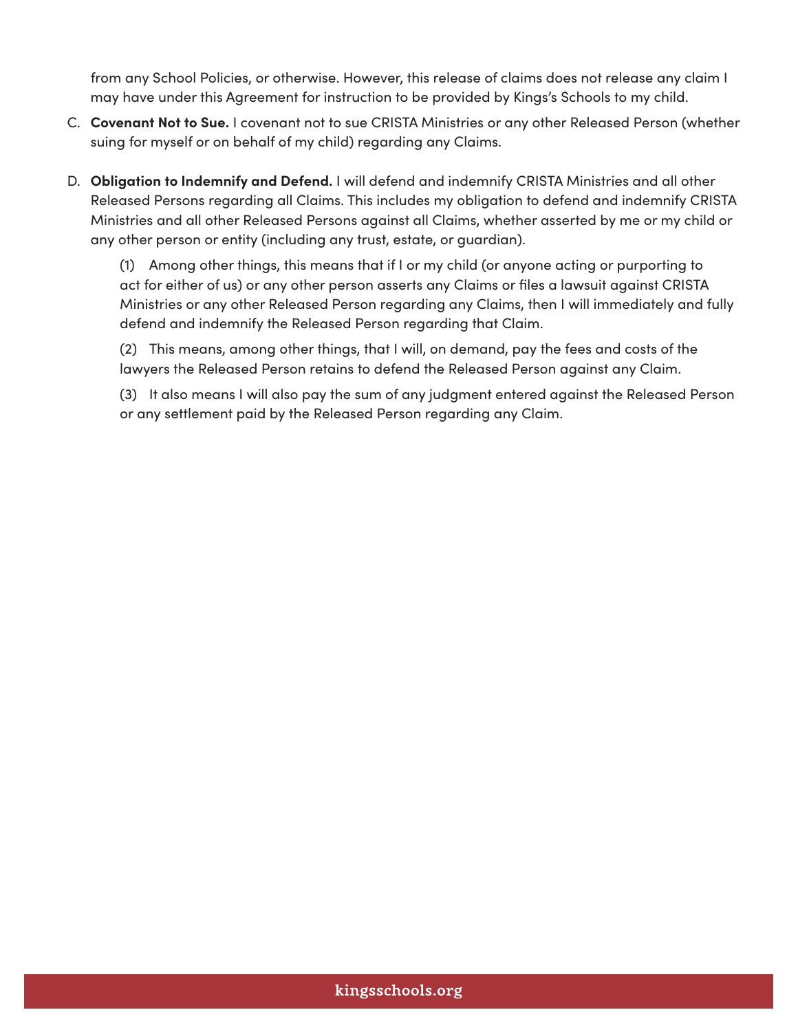from any School Policies, or otherwise. However, this release of claims does not release any claim I may have under this Agreement for instruction to be provided by Kings's Schools to my child.

C. **Covenant Not to Sue.** I covenant not to sue CRISTA Ministries or any other Released Person (whether suing for myself or on behalf of my child) regarding any Claims.

D. **Obligation to Indemnify and Defend.** I will defend and indemnify CRISTA Ministries and all other Released Persons regarding all Claims. This includes my obligation to defend and indemnify CRISTA Ministries and all other Released Persons against all Claims, whether asserted by me or my child or any other person or entity (including any trust, estate, or guardian).

   (1) Among other things, this means that if I or my child (or anyone acting or purporting to act for either of us) or any other person asserts any Claims or files a lawsuit against CRISTA Ministries or any other Released Person regarding any Claims, then I will immediately and fully defend and indemnify the Released Person regarding that Claim.

   (2) This means, among other things, that I will, on demand, pay the fees and costs of the lawyers the Released Person retains to defend the Released Person against any Claim.

   (3) It also means I will also pay the sum of any judgment entered against the Released Person or any settlement paid by the Released Person regarding any Claim.